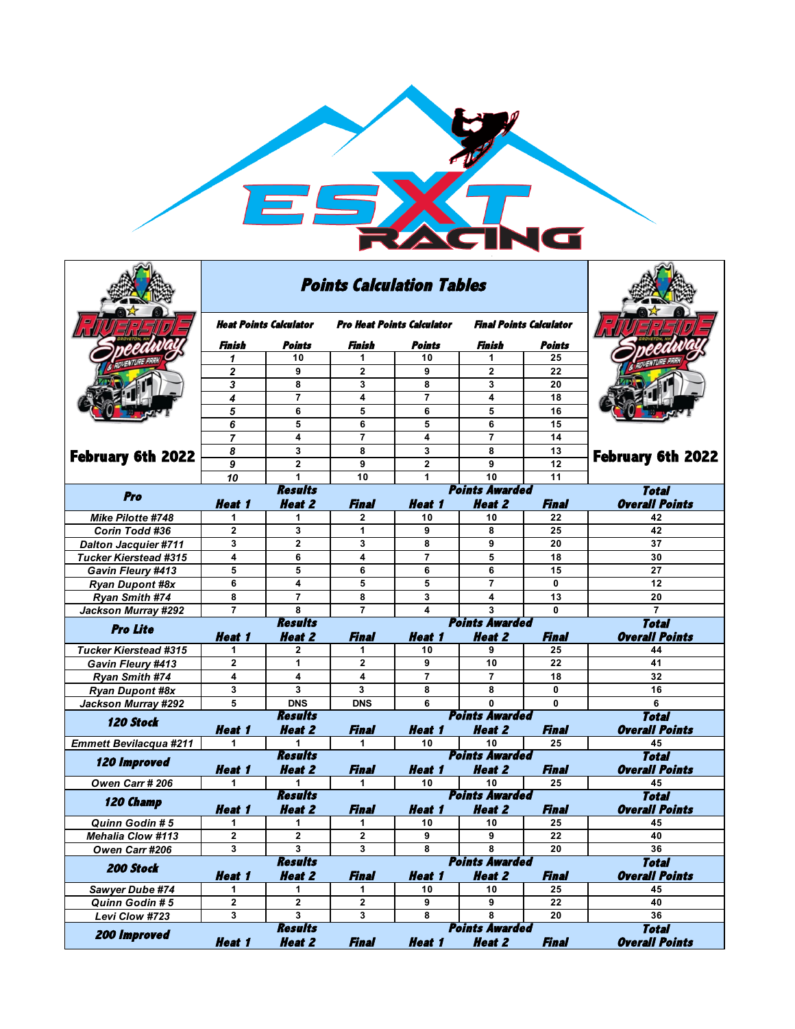# Points Calculation Tables

February 6th 2022

| Heat Points Calculator | | Pro Heat Points Calculator | | Final Points Calculator | |
|---|---|---|---|---|---|
| Finish | Points | Finish | Points | Finish | Points |
| 1 | 10 | 1 | 10 | 1 | 25 |
| 2 | 9 | 2 | 9 | 2 | 22 |
| 3 | 8 | 3 | 8 | 3 | 20 |
| 4 | 7 | 4 | 7 | 4 | 18 |
| 5 | 6 | 5 | 6 | 5 | 16 |
| 6 | 5 | 6 | 5 | 6 | 15 |
| 7 | 4 | 7 | 4 | 7 | 14 |
| 8 | 3 | 8 | 3 | 8 | 13 |
| 9 | 2 | 9 | 2 | 9 | 12 |
| 10 | 1 | 10 | 1 | 10 | 11 |

| Pro | Results | | | Points Awarded | | | Total |
|---|---|---|---|---|---|---|---|
| | Heat 1 | Heat 2 | Final | Heat 1 | Heat 2 | Final | Overall Points |
| Mike Pilotte #748 | 1 | 1 | 2 | 10 | 10 | 22 | 42 |
| Corin Todd #36 | 2 | 3 | 1 | 9 | 8 | 25 | 42 |
| Dalton Jacquier #711 | 3 | 2 | 3 | 8 | 9 | 20 | 37 |
| Tucker Kierstead #315 | 4 | 6 | 4 | 7 | 5 | 18 | 30 |
| Gavin Fleury #413 | 5 | 5 | 6 | 6 | 6 | 15 | 27 |
| Ryan Dupont #8x | 6 | 4 | 5 | 5 | 7 | 0 | 12 |
| Ryan Smith #74 | 8 | 7 | 8 | 3 | 4 | 13 | 20 |
| Jackson Murray #292 | 7 | 8 | 7 | 4 | 3 | 0 | 7 |

| Pro Lite | Results | | | Points Awarded | | | Total |
|---|---|---|---|---|---|---|---|
| | Heat 1 | Heat 2 | Final | Heat 1 | Heat 2 | Final | Overall Points |
| Tucker Kierstead #315 | 1 | 2 | 1 | 10 | 9 | 25 | 44 |
| Gavin Fleury #413 | 2 | 1 | 2 | 9 | 10 | 22 | 41 |
| Ryan Smith #74 | 4 | 4 | 4 | 7 | 7 | 18 | 32 |
| Ryan Dupont #8x | 3 | 3 | 3 | 8 | 8 | 0 | 16 |
| Jackson Murray #292 | 5 | DNS | DNS | 6 | 0 | 0 | 6 |

| 120 Stock | Results | | | Points Awarded | | | Total |
|---|---|---|---|---|---|---|---|
| | Heat 1 | Heat 2 | Final | Heat 1 | Heat 2 | Final | Overall Points |
| Emmett Bevilacqua #211 | 1 | 1 | 1 | 10 | 10 | 25 | 45 |

| 120 Improved | Results | | | Points Awarded | | | Total |
|---|---|---|---|---|---|---|---|
| | Heat 1 | Heat 2 | Final | Heat 1 | Heat 2 | Final | Overall Points |
| Owen Carr # 206 | 1 | 1 | 1 | 10 | 10 | 25 | 45 |

| 120 Champ | Results | | | Points Awarded | | | Total |
|---|---|---|---|---|---|---|---|
| | Heat 1 | Heat 2 | Final | Heat 1 | Heat 2 | Final | Overall Points |
| Quinn Godin # 5 | 1 | 1 | 1 | 10 | 10 | 25 | 45 |
| Mehalia Clow #113 | 2 | 2 | 2 | 9 | 9 | 22 | 40 |
| Owen Carr #206 | 3 | 3 | 3 | 8 | 8 | 20 | 36 |

| 200 Stock | Results | | | Points Awarded | | | Total |
|---|---|---|---|---|---|---|---|
| | Heat 1 | Heat 2 | Final | Heat 1 | Heat 2 | Final | Overall Points |
| Sawyer Dube #74 | 1 | 1 | 1 | 10 | 10 | 25 | 45 |
| Quinn Godin # 5 | 2 | 2 | 2 | 9 | 9 | 22 | 40 |
| Levi Clow #723 | 3 | 3 | 3 | 8 | 8 | 20 | 36 |

| 200 Improved | Results | | | Points Awarded | | | Total |
|---|---|---|---|---|---|---|---|
| | Heat 1 | Heat 2 | Final | Heat 1 | Heat 2 | Final | Overall Points |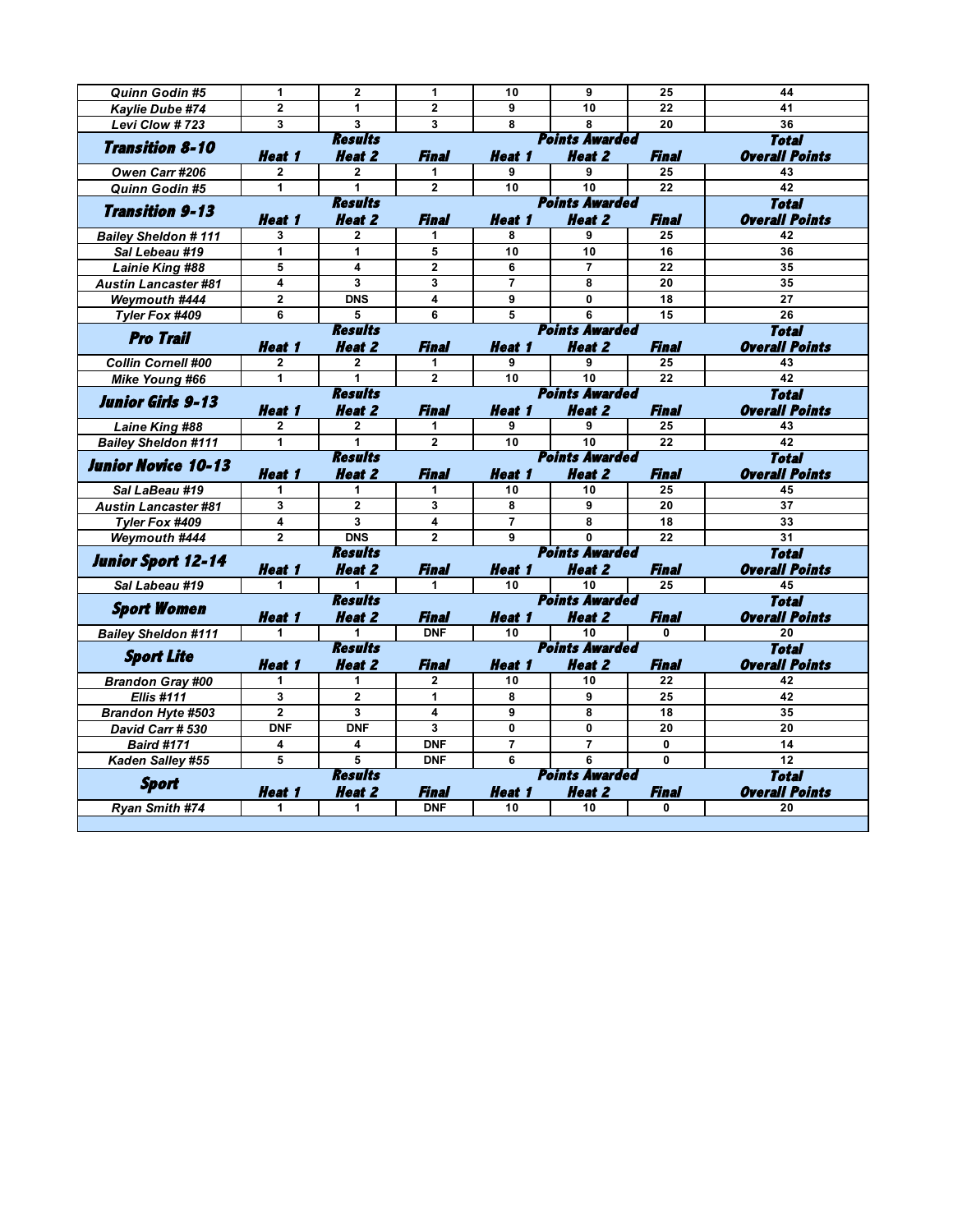| | | | | | | | |
|---|---|---|---|---|---|---|---|
| Quinn Godin #5 | 1 | 2 | 1 | 10 | 9 | 25 | 44 |
| Kaylie Dube #74 | 2 | 1 | 2 | 9 | 10 | 22 | 41 |
| Levi Clow # 723 | 3 | 3 | 3 | 8 | 8 | 20 | 36 |

| Transition 8-10 | Results | | | Points Awarded | | | Total |
|---|---|---|---|---|---|---|---|
| | Heat 1 | Heat 2 | Final | Heat 1 | Heat 2 | Final | Overall Points |
| Owen Carr #206 | 2 | 2 | 1 | 9 | 9 | 25 | 43 |
| Quinn Godin #5 | 1 | 1 | 2 | 10 | 10 | 22 | 42 |

| Transition 9-13 | Results | | | Points Awarded | | | Total |
|---|---|---|---|---|---|---|---|
| | Heat 1 | Heat 2 | Final | Heat 1 | Heat 2 | Final | Overall Points |
| Bailey Sheldon # 111 | 3 | 2 | 1 | 8 | 9 | 25 | 42 |
| Sal Lebeau #19 | 1 | 1 | 5 | 10 | 10 | 16 | 36 |
| Lainie King #88 | 5 | 4 | 2 | 6 | 7 | 22 | 35 |
| Austin Lancaster #81 | 4 | 3 | 3 | 7 | 8 | 20 | 35 |
| Weymouth #444 | 2 | DNS | 4 | 9 | 0 | 18 | 27 |
| Tyler Fox #409 | 6 | 5 | 6 | 5 | 6 | 15 | 26 |

| Pro Trail | Results | | | Points Awarded | | | Total |
|---|---|---|---|---|---|---|---|
| | Heat 1 | Heat 2 | Final | Heat 1 | Heat 2 | Final | Overall Points |
| Collin Cornell #00 | 2 | 2 | 1 | 9 | 9 | 25 | 43 |
| Mike Young #66 | 1 | 1 | 2 | 10 | 10 | 22 | 42 |

| Junior Girls 9-13 | Results | | | Points Awarded | | | Total |
|---|---|---|---|---|---|---|---|
| | Heat 1 | Heat 2 | Final | Heat 1 | Heat 2 | Final | Overall Points |
| Laine King #88 | 2 | 2 | 1 | 9 | 9 | 25 | 43 |
| Bailey Sheldon #111 | 1 | 1 | 2 | 10 | 10 | 22 | 42 |

| Junior Novice 10-13 | Results | | | Points Awarded | | | Total |
|---|---|---|---|---|---|---|---|
| | Heat 1 | Heat 2 | Final | Heat 1 | Heat 2 | Final | Overall Points |
| Sal LaBeau #19 | 1 | 1 | 1 | 10 | 10 | 25 | 45 |
| Austin Lancaster #81 | 3 | 2 | 3 | 8 | 9 | 20 | 37 |
| Tyler Fox #409 | 4 | 3 | 4 | 7 | 8 | 18 | 33 |
| Weymouth #444 | 2 | DNS | 2 | 9 | 0 | 22 | 31 |

| Junior Sport 12-14 | Results | | | Points Awarded | | | Total |
|---|---|---|---|---|---|---|---|
| | Heat 1 | Heat 2 | Final | Heat 1 | Heat 2 | Final | Overall Points |
| Sal Labeau #19 | 1 | 1 | 1 | 10 | 10 | 25 | 45 |

| Sport Women | Results | | | Points Awarded | | | Total |
|---|---|---|---|---|---|---|---|
| | Heat 1 | Heat 2 | Final | Heat 1 | Heat 2 | Final | Overall Points |
| Bailey Sheldon #111 | 1 | 1 | DNF | 10 | 10 | 0 | 20 |

| Sport Lite | Results | | | Points Awarded | | | Total |
|---|---|---|---|---|---|---|---|
| | Heat 1 | Heat 2 | Final | Heat 1 | Heat 2 | Final | Overall Points |
| Brandon Gray #00 | 1 | 1 | 2 | 10 | 10 | 22 | 42 |
| Ellis #111 | 3 | 2 | 1 | 8 | 9 | 25 | 42 |
| Brandon Hyte #503 | 2 | 3 | 4 | 9 | 8 | 18 | 35 |
| David Carr # 530 | DNF | DNF | 3 | 0 | 0 | 20 | 20 |
| Baird #171 | 4 | 4 | DNF | 7 | 7 | 0 | 14 |
| Kaden Salley #55 | 5 | 5 | DNF | 6 | 6 | 0 | 12 |

| Sport | Results | | | Points Awarded | | | Total |
|---|---|---|---|---|---|---|---|
| | Heat 1 | Heat 2 | Final | Heat 1 | Heat 2 | Final | Overall Points |
| Ryan Smith #74 | 1 | 1 | DNF | 10 | 10 | 0 | 20 |